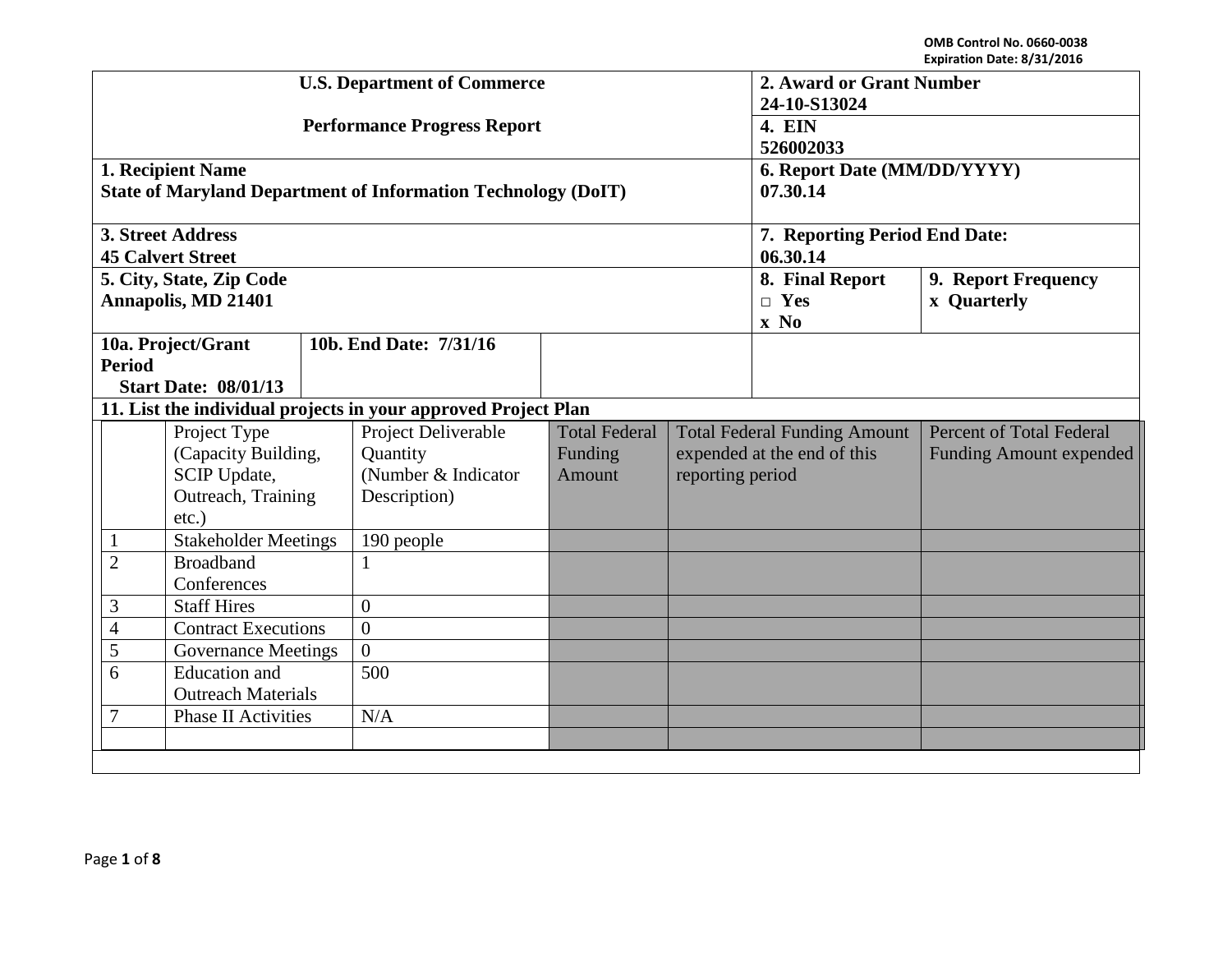OMB Control No. 0660-0038
Expiration Date: 8/31/2016

| U.S. Department of Commerce | 2. Award or Grant Number |
|---|---|
| | 24-10-S13024 |
| Performance Progress Report | 4. EIN |
| | 526002033 |

| **1. Recipient Name** | **6. Report Date (MM/DD/YYYY)** |
|---|---|
| **State of Maryland Department of Information Technology (DoIT)** | **07.30.14** |
| **3. Street Address** | **7. Reporting Period End Date:** |
| **45 Calvert Street** | **06.30.14** |

| **5. City, State, Zip Code** | **8. Final Report** | **9. Report Frequency** |
|---|---|---|
| **Annapolis, MD 21401** | □ Yes<br>x No | x Quarterly |

| **10a. Project/Grant Period Start Date: 08/01/13** | **10b. End Date: 7/31/16** |
|---|---|

**11. List the individual projects in your approved Project Plan**

| | Project Type (Capacity Building, SCIP Update, Outreach, Training etc.) | Project Deliverable Quantity (Number & Indicator Description) | Total Federal Funding Amount | Total Federal Funding Amount expended at the end of this reporting period | Percent of Total Federal Funding Amount expended |
|---|---|---|---|---|---|
| 1 | Stakeholder Meetings | 190 people | | | |
| 2 | Broadband Conferences | 1 | | | |
| 3 | Staff Hires | 0 | | | |
| 4 | Contract Executions | 0 | | | |
| 5 | Governance Meetings | 0 | | | |
| 6 | Education and Outreach Materials | 500 | | | |
| 7 | Phase II Activities | N/A | | | |
| | | | | | |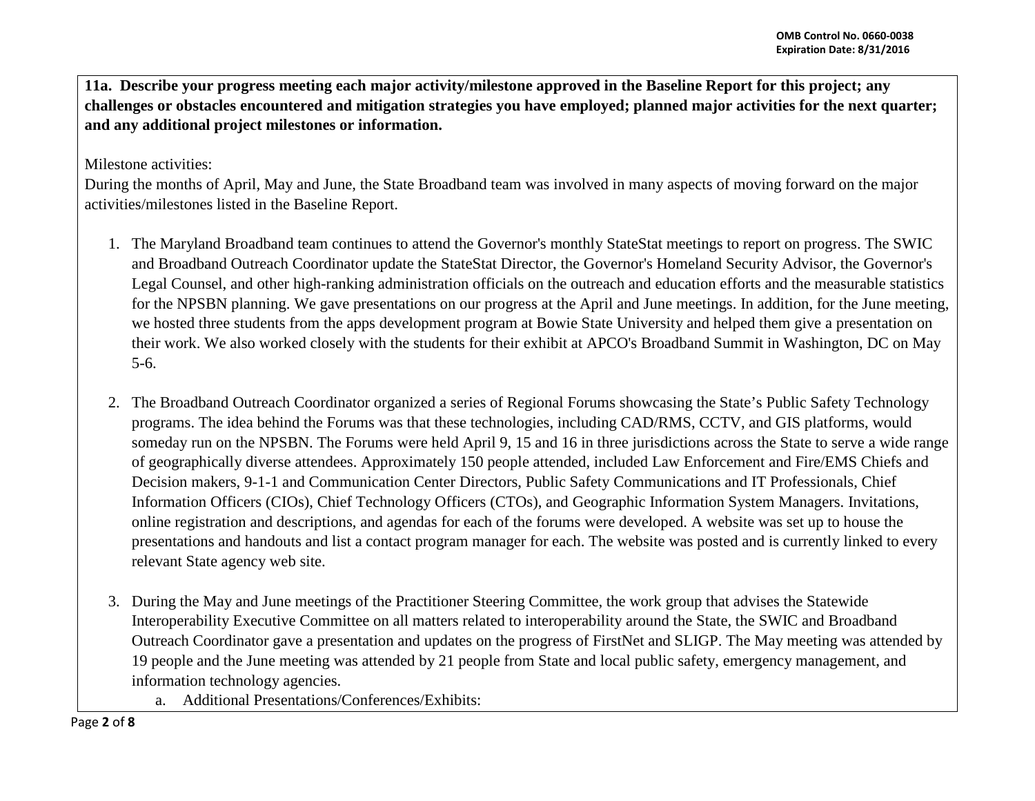**11a. Describe your progress meeting each major activity/milestone approved in the Baseline Report for this project; any challenges or obstacles encountered and mitigation strategies you have employed; planned major activities for the next quarter; and any additional project milestones or information.**

Milestone activities:

During the months of April, May and June, the State Broadband team was involved in many aspects of moving forward on the major activities/milestones listed in the Baseline Report.

1. The Maryland Broadband team continues to attend the Governor's monthly StateStat meetings to report on progress. The SWIC and Broadband Outreach Coordinator update the StateStat Director, the Governor's Homeland Security Advisor, the Governor's Legal Counsel, and other high-ranking administration officials on the outreach and education efforts and the measurable statistics for the NPSBN planning. We gave presentations on our progress at the April and June meetings. In addition, for the June meeting, we hosted three students from the apps development program at Bowie State University and helped them give a presentation on their work. We also worked closely with the students for their exhibit at APCO's Broadband Summit in Washington, DC on May 5-6.

2. The Broadband Outreach Coordinator organized a series of Regional Forums showcasing the State's Public Safety Technology programs. The idea behind the Forums was that these technologies, including CAD/RMS, CCTV, and GIS platforms, would someday run on the NPSBN. The Forums were held April 9, 15 and 16 in three jurisdictions across the State to serve a wide range of geographically diverse attendees. Approximately 150 people attended, included Law Enforcement and Fire/EMS Chiefs and Decision makers, 9-1-1 and Communication Center Directors, Public Safety Communications and IT Professionals, Chief Information Officers (CIOs), Chief Technology Officers (CTOs), and Geographic Information System Managers. Invitations, online registration and descriptions, and agendas for each of the forums were developed. A website was set up to house the presentations and handouts and list a contact program manager for each. The website was posted and is currently linked to every relevant State agency web site.

3. During the May and June meetings of the Practitioner Steering Committee, the work group that advises the Statewide Interoperability Executive Committee on all matters related to interoperability around the State, the SWIC and Broadband Outreach Coordinator gave a presentation and updates on the progress of FirstNet and SLIGP. The May meeting was attended by 19 people and the June meeting was attended by 21 people from State and local public safety, emergency management, and information technology agencies.
   a. Additional Presentations/Conferences/Exhibits: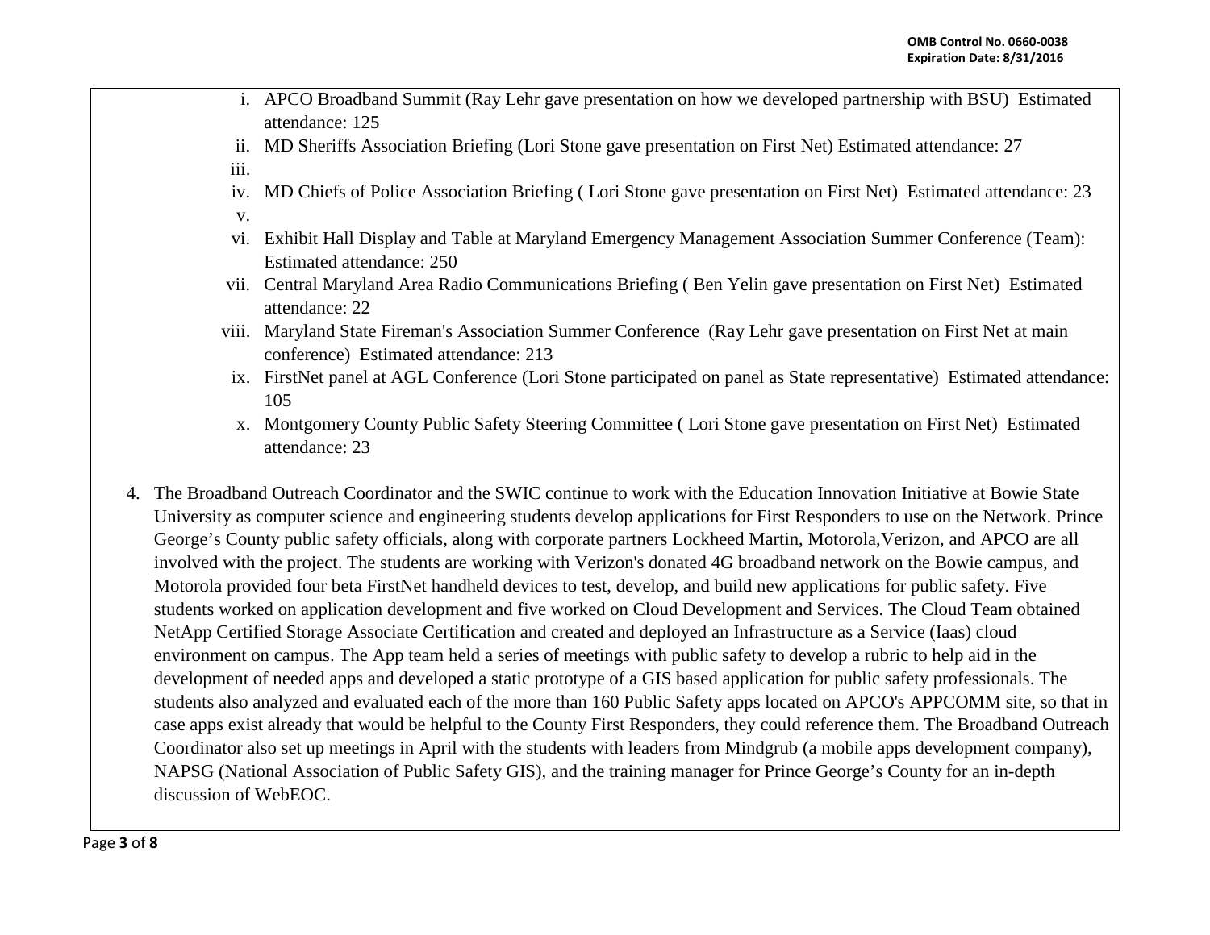i. APCO Broadband Summit (Ray Lehr gave presentation on how we developed partnership with BSU) Estimated attendance: 125

ii. MD Sheriffs Association Briefing (Lori Stone gave presentation on First Net) Estimated attendance: 27

iii.

iv. MD Chiefs of Police Association Briefing ( Lori Stone gave presentation on First Net) Estimated attendance: 23

v.

vi. Exhibit Hall Display and Table at Maryland Emergency Management Association Summer Conference (Team): Estimated attendance: 250

vii. Central Maryland Area Radio Communications Briefing ( Ben Yelin gave presentation on First Net) Estimated attendance: 22

viii. Maryland State Fireman's Association Summer Conference (Ray Lehr gave presentation on First Net at main conference) Estimated attendance: 213

ix. FirstNet panel at AGL Conference (Lori Stone participated on panel as State representative) Estimated attendance: 105

x. Montgomery County Public Safety Steering Committee ( Lori Stone gave presentation on First Net) Estimated attendance: 23

4. The Broadband Outreach Coordinator and the SWIC continue to work with the Education Innovation Initiative at Bowie State University as computer science and engineering students develop applications for First Responders to use on the Network. Prince George's County public safety officials, along with corporate partners Lockheed Martin, Motorola,Verizon, and APCO are all involved with the project. The students are working with Verizon's donated 4G broadband network on the Bowie campus, and Motorola provided four beta FirstNet handheld devices to test, develop, and build new applications for public safety. Five students worked on application development and five worked on Cloud Development and Services. The Cloud Team obtained NetApp Certified Storage Associate Certification and created and deployed an Infrastructure as a Service (Iaas) cloud environment on campus. The App team held a series of meetings with public safety to develop a rubric to help aid in the development of needed apps and developed a static prototype of a GIS based application for public safety professionals. The students also analyzed and evaluated each of the more than 160 Public Safety apps located on APCO's APPCOMM site, so that in case apps exist already that would be helpful to the County First Responders, they could reference them. The Broadband Outreach Coordinator also set up meetings in April with the students with leaders from Mindgrub (a mobile apps development company), NAPSG (National Association of Public Safety GIS), and the training manager for Prince George's County for an in-depth discussion of WebEOC.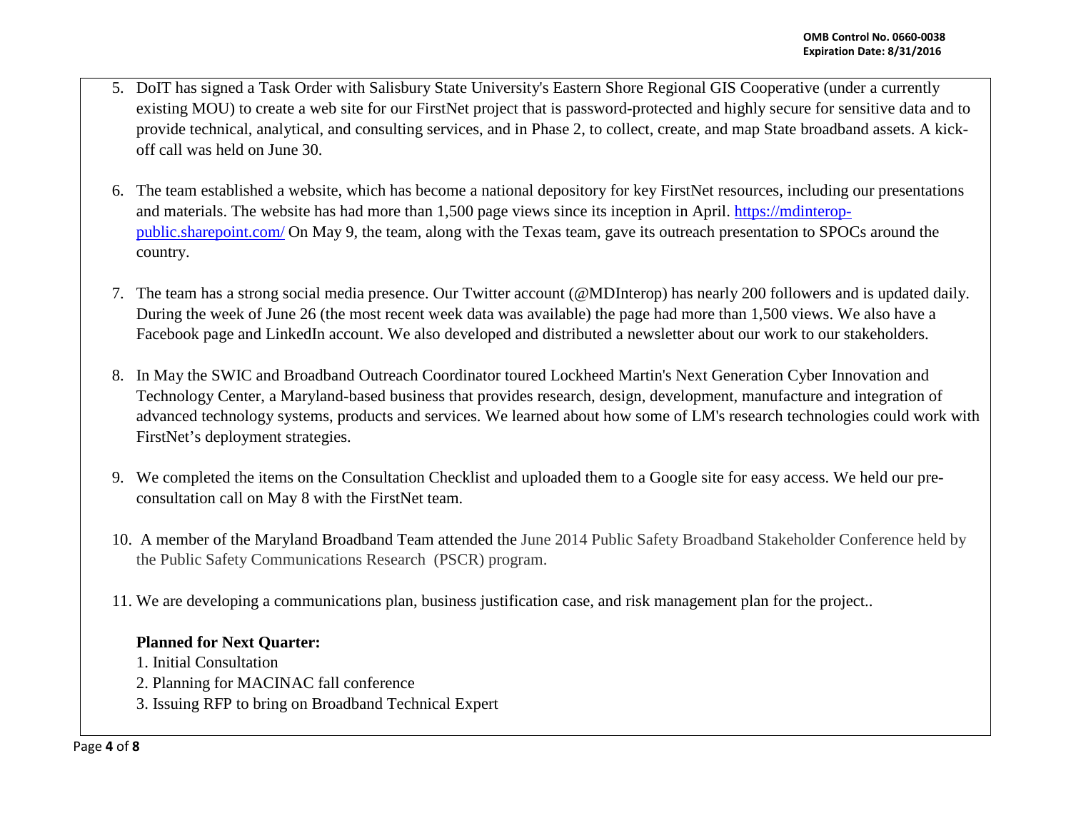5. DoIT has signed a Task Order with Salisbury State University's Eastern Shore Regional GIS Cooperative (under a currently existing MOU) to create a web site for our FirstNet project that is password-protected and highly secure for sensitive data and to provide technical, analytical, and consulting services, and in Phase 2, to collect, create, and map State broadband assets. A kick-off call was held on June 30.

6. The team established a website, which has become a national depository for key FirstNet resources, including our presentations and materials. The website has had more than 1,500 page views since its inception in April. https://mdinterop-public.sharepoint.com/ On May 9, the team, along with the Texas team, gave its outreach presentation to SPOCs around the country.

7. The team has a strong social media presence. Our Twitter account (@MDInterop) has nearly 200 followers and is updated daily. During the week of June 26 (the most recent week data was available) the page had more than 1,500 views. We also have a Facebook page and LinkedIn account. We also developed and distributed a newsletter about our work to our stakeholders.

8. In May the SWIC and Broadband Outreach Coordinator toured Lockheed Martin's Next Generation Cyber Innovation and Technology Center, a Maryland-based business that provides research, design, development, manufacture and integration of advanced technology systems, products and services. We learned about how some of LM's research technologies could work with FirstNet's deployment strategies.

9. We completed the items on the Consultation Checklist and uploaded them to a Google site for easy access. We held our pre-consultation call on May 8 with the FirstNet team.

10. A member of the Maryland Broadband Team attended the June 2014 Public Safety Broadband Stakeholder Conference held by the Public Safety Communications Research (PSCR) program.

11. We are developing a communications plan, business justification case, and risk management plan for the project..

**Planned for Next Quarter:**

1. Initial Consultation
2. Planning for MACINAC fall conference
3. Issuing RFP to bring on Broadband Technical Expert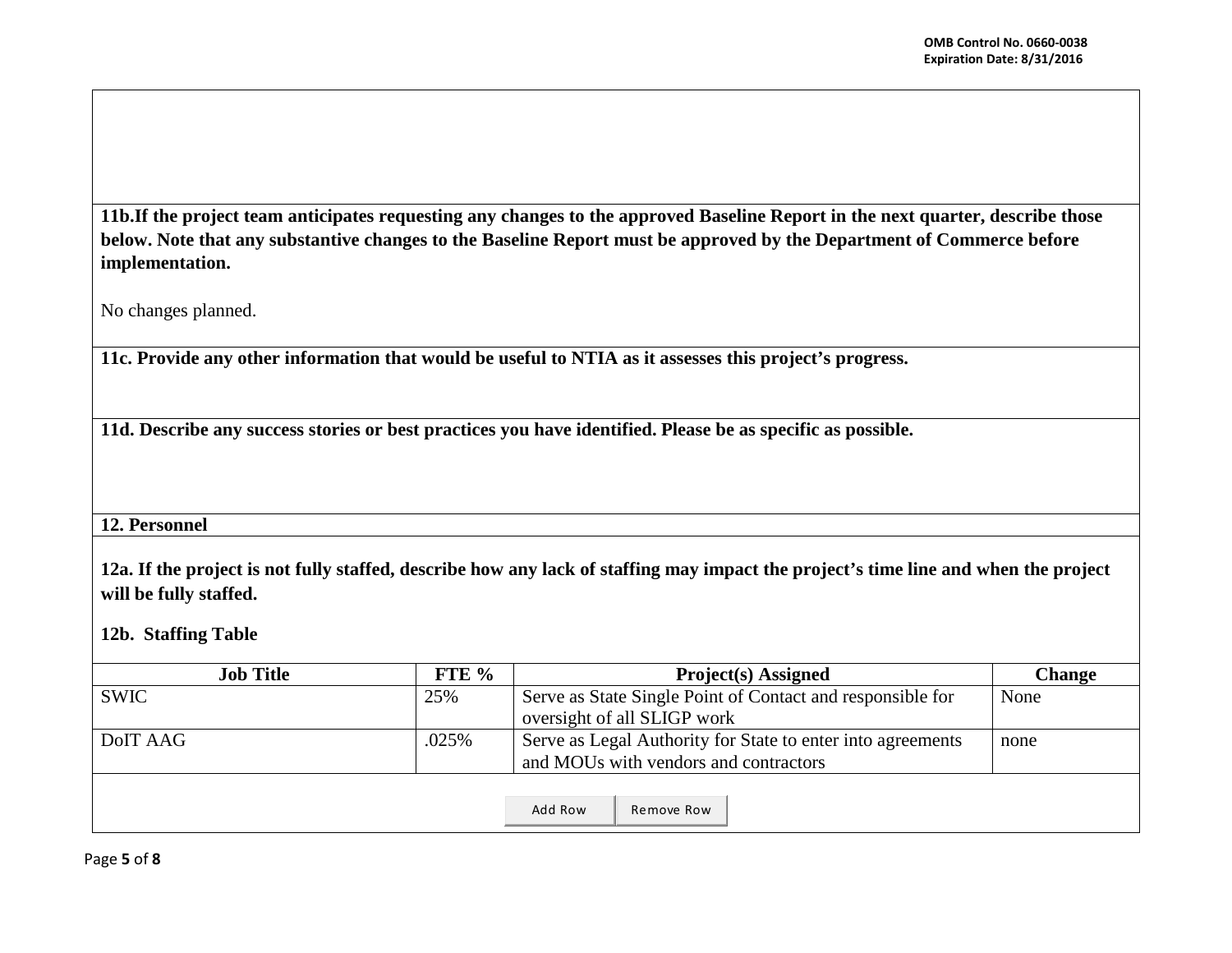**11b.If the project team anticipates requesting any changes to the approved Baseline Report in the next quarter, describe those below. Note that any substantive changes to the Baseline Report must be approved by the Department of Commerce before implementation.**

No changes planned.

**11c. Provide any other information that would be useful to NTIA as it assesses this project's progress.**

**11d. Describe any success stories or best practices you have identified. Please be as specific as possible.**

**12. Personnel**

**12a. If the project is not fully staffed, describe how any lack of staffing may impact the project's time line and when the project will be fully staffed.**

**12b. Staffing Table**

| Job Title | FTE % | Project(s) Assigned | Change |
|---|---|---|---|
| SWIC | 25% | Serve as State Single Point of Contact and responsible for oversight of all SLIGP work | None |
| DoIT AAG | .025% | Serve as Legal Authority for State to enter into agreements and MOUs with vendors and contractors | none |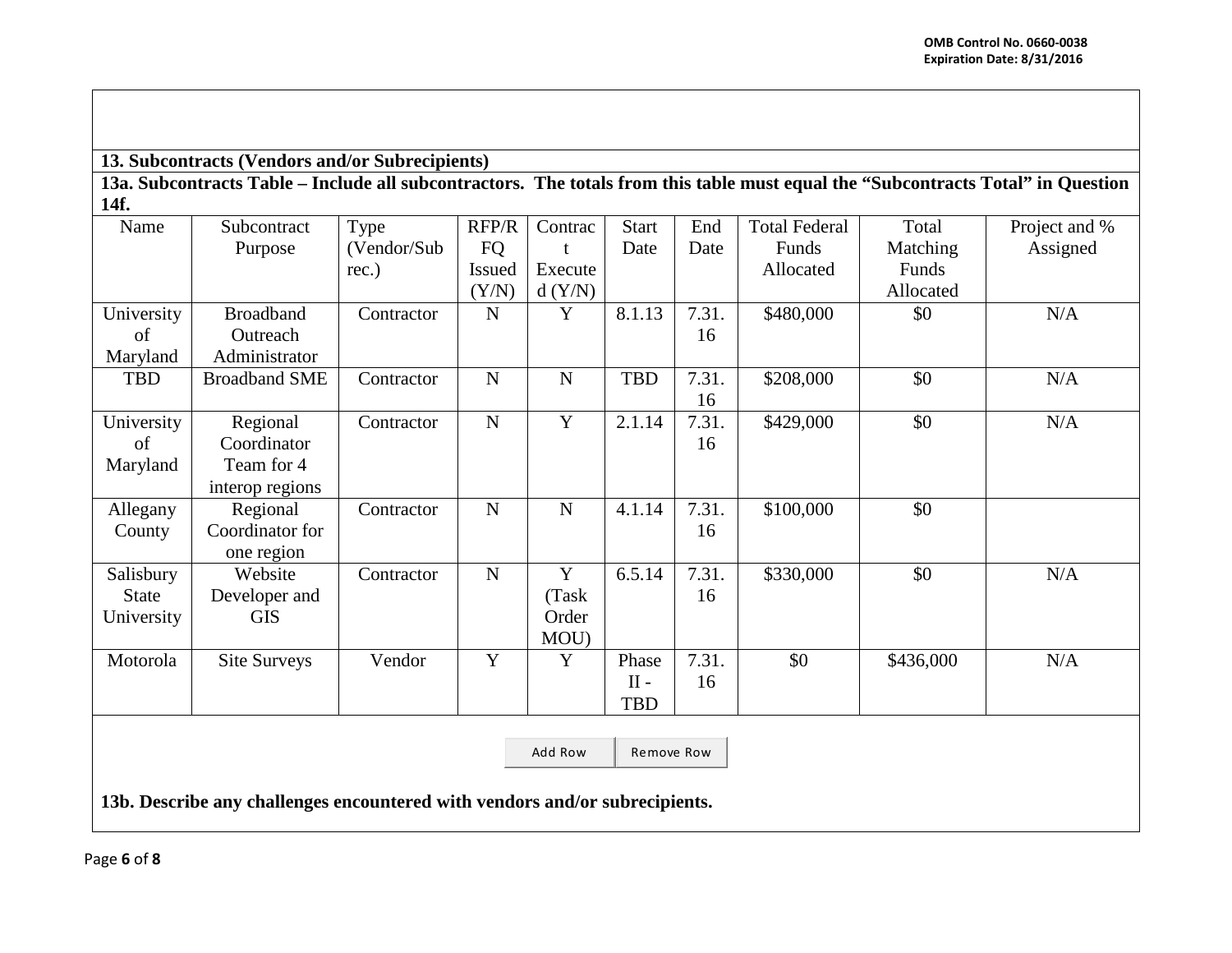**13. Subcontracts (Vendors and/or Subrecipients)**

**13a. Subcontracts Table – Include all subcontractors. The totals from this table must equal the "Subcontracts Total" in Question 14f.**

| Name | Subcontract Purpose | Type (Vendor/Subrec.) | RFP/RFQ Issued (Y/N) | Contract Executed (Y/N) | Start Date | End Date | Total Federal Funds Allocated | Total Matching Funds Allocated | Project and % Assigned |
|---|---|---|---|---|---|---|---|---|---|
| University of Maryland | Broadband Outreach Administrator | Contractor | N | Y | 8.1.13 | 7.31.16 | $480,000 | $0 | N/A |
| TBD | Broadband SME | Contractor | N | N | TBD | 7.31.16 | $208,000 | $0 | N/A |
| University of Maryland | Regional Coordinator Team for 4 interop regions | Contractor | N | Y | 2.1.14 | 7.31.16 | $429,000 | $0 | N/A |
| Allegany County | Regional Coordinator for one region | Contractor | N | N | 4.1.14 | 7.31.16 | $100,000 | $0 | |
| Salisbury State University | Website Developer and GIS | Contractor | N | Y (Task Order MOU) | 6.5.14 | 7.31.16 | $330,000 | $0 | N/A |
| Motorola | Site Surveys | Vendor | Y | Y | Phase II - TBD | 7.31.16 | $0 | $436,000 | N/A |

**13b. Describe any challenges encountered with vendors and/or subrecipients.**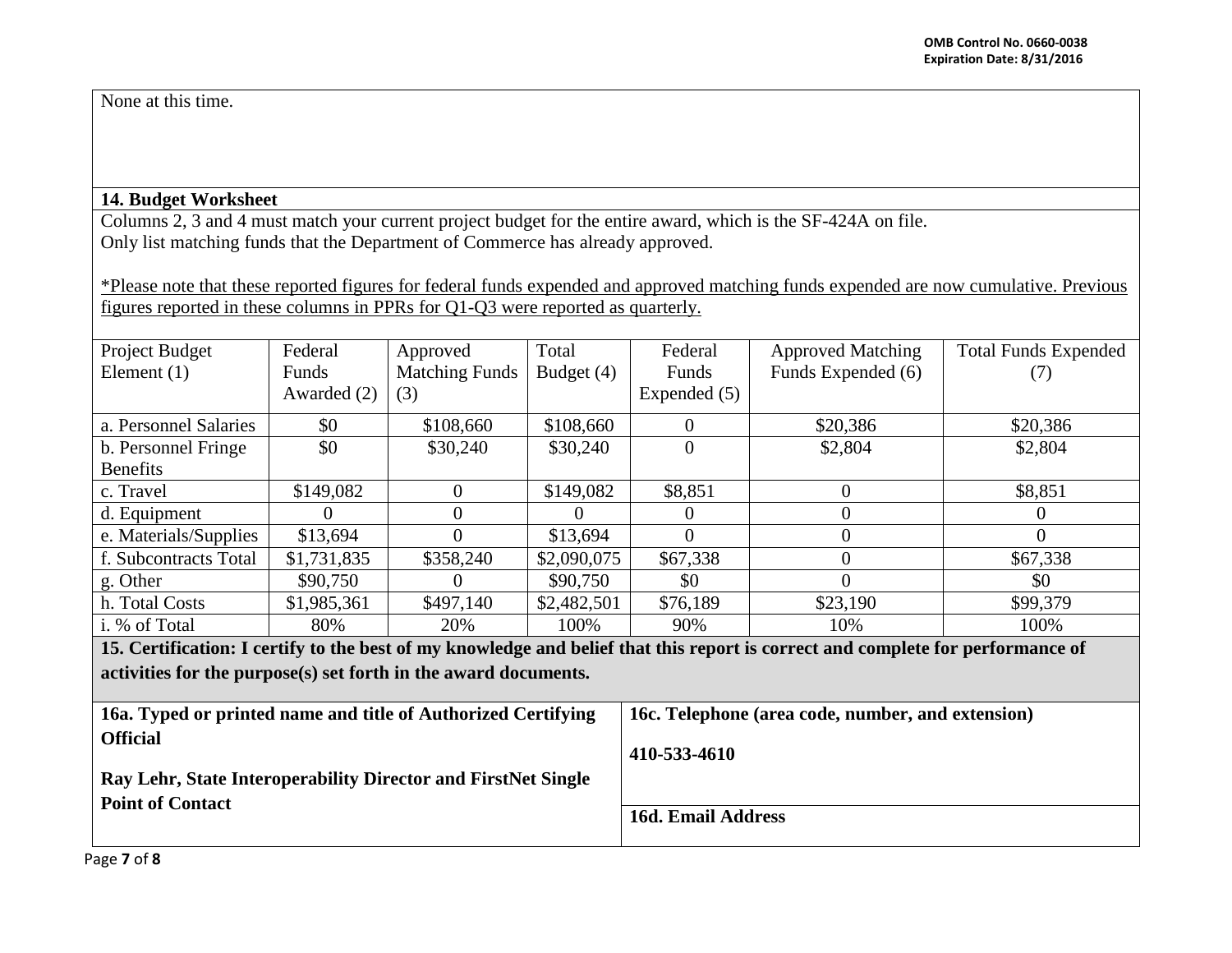None at this time.

**14. Budget Worksheet**

Columns 2, 3 and 4 must match your current project budget for the entire award, which is the SF-424A on file.
Only list matching funds that the Department of Commerce has already approved.

*Please note that these reported figures for federal funds expended and approved matching funds expended are now cumulative. Previous figures reported in these columns in PPRs for Q1-Q3 were reported as quarterly.

| Project Budget Element (1) | Federal Funds Awarded (2) | Approved Matching Funds (3) | Total Budget (4) | Federal Funds Expended (5) | Approved Matching Funds Expended (6) | Total Funds Expended (7) |
|---|---|---|---|---|---|---|
| a. Personnel Salaries | $0 | $108,660 | $108,660 | 0 | $20,386 | $20,386 |
| b. Personnel Fringe Benefits | $0 | $30,240 | $30,240 | 0 | $2,804 | $2,804 |
| c. Travel | $149,082 | 0 | $149,082 | $8,851 | 0 | $8,851 |
| d. Equipment | 0 | 0 | 0 | 0 | 0 | 0 |
| e. Materials/Supplies | $13,694 | 0 | $13,694 | 0 | 0 | 0 |
| f. Subcontracts Total | $1,731,835 | $358,240 | $2,090,075 | $67,338 | 0 | $67,338 |
| g. Other | $90,750 | 0 | $90,750 | $0 | 0 | $0 |
| h. Total Costs | $1,985,361 | $497,140 | $2,482,501 | $76,189 | $23,190 | $99,379 |
| i. % of Total | 80% | 20% | 100% | 90% | 10% | 100% |

**15. Certification: I certify to the best of my knowledge and belief that this report is correct and complete for performance of activities for the purpose(s) set forth in the award documents.**

| **16a. Typed or printed name and title of Authorized Certifying Official** | **16c. Telephone (area code, number, and extension)** |
|---|---|
| **Ray Lehr, State Interoperability Director and FirstNet Single Point of Contact** | **410-533-4610** |
| | **16d. Email Address** |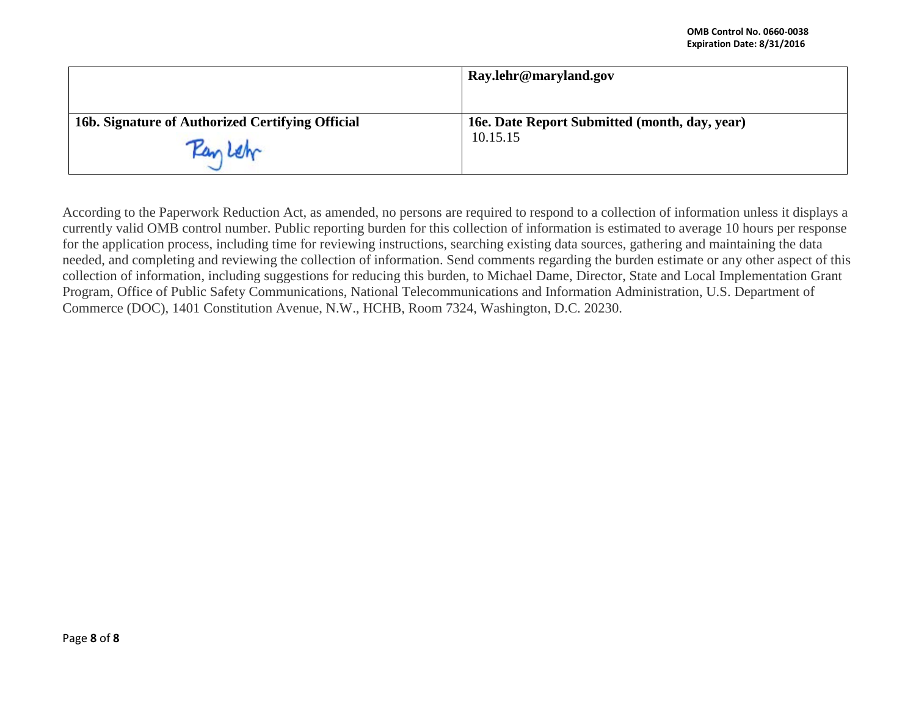| | |
|---|---|
| | **Ray.lehr@maryland.gov** |
| **16b. Signature of Authorized Certifying Official** Ray Lehr | **16e. Date Report Submitted (month, day, year)** 10.15.15 |

According to the Paperwork Reduction Act, as amended, no persons are required to respond to a collection of information unless it displays a currently valid OMB control number. Public reporting burden for this collection of information is estimated to average 10 hours per response for the application process, including time for reviewing instructions, searching existing data sources, gathering and maintaining the data needed, and completing and reviewing the collection of information. Send comments regarding the burden estimate or any other aspect of this collection of information, including suggestions for reducing this burden, to Michael Dame, Director, State and Local Implementation Grant Program, Office of Public Safety Communications, National Telecommunications and Information Administration, U.S. Department of Commerce (DOC), 1401 Constitution Avenue, N.W., HCHB, Room 7324, Washington, D.C. 20230.